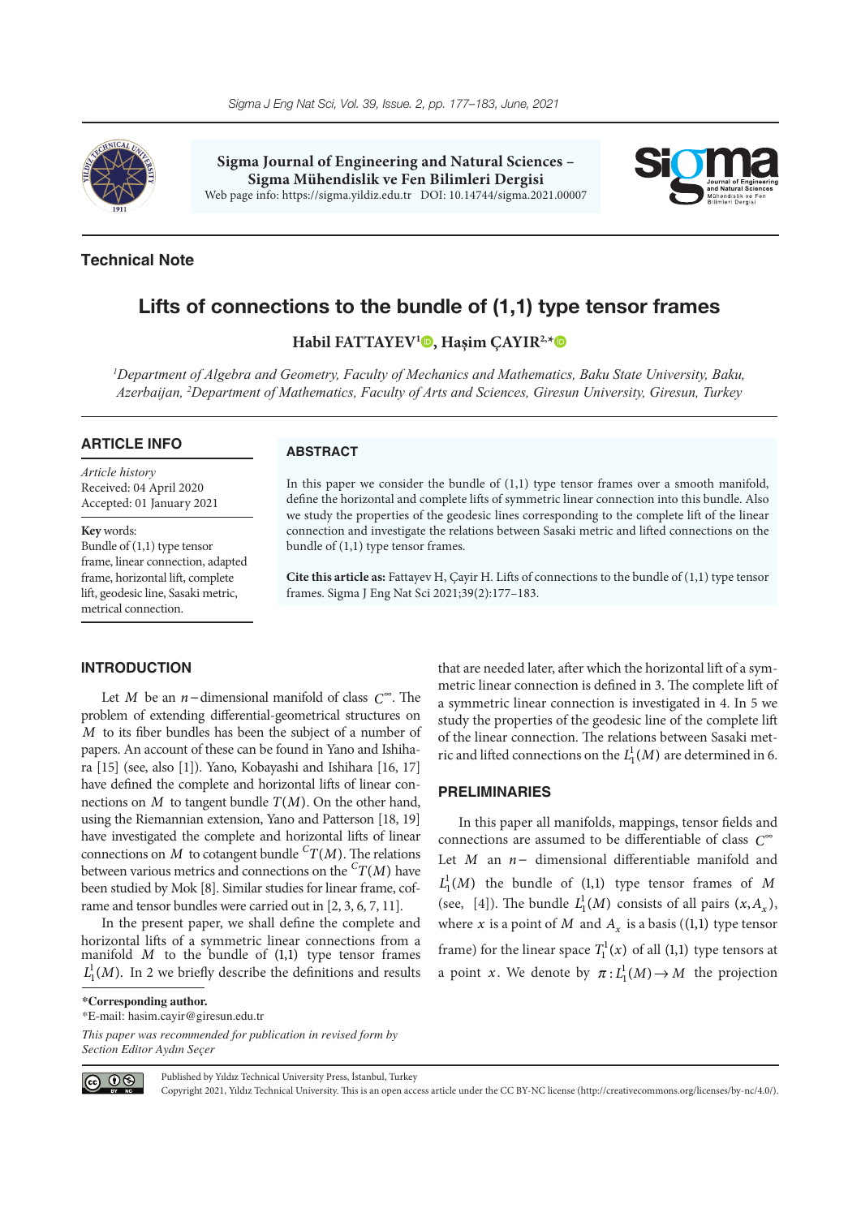Technical Note

# Lifts of connections to the bundle of (1,1) type tensor frames

**Habil FATTAYEV[1], Haşim ÇAYIR[2,*]**

[1]*Department of Algebra and Geometry, Faculty of Mechanics and Mathematics, Baku State University, Baku, Azerbaijan,* [2]*Department of Mathematics, Faculty of Arts and Sciences, Giresun University, Giresun, Turkey*

## ARTICLE INFO

*Article history*
Received: 04 April 2020
Accepted: 01 January 2021

**Key** words:
Bundle of (1,1) type tensor frame, linear connection, adapted frame, horizontal lift, complete lift, geodesic line, Sasaki metric, metrical connection.

## ABSTRACT

In this paper we consider the bundle of (1,1) type tensor frames over a smooth manifold, define the horizontal and complete lifts of symmetric linear connection into this bundle. Also we study the properties of the geodesic lines corresponding to the complete lift of the linear connection and investigate the relations between Sasaki metric and lifted connections on the bundle of (1,1) type tensor frames.

**Cite this article as:** Fattayev H, Çayir H. Lifts of connections to the bundle of (1,1) type tensor frames. Sigma J Eng Nat Sci 2021;39(2):177–183.

## INTRODUCTION

Let $M$ be an $n-$dimensional manifold of class $C^{\infty}$. The problem of extending differential-geometrical structures on $M$ to its fiber bundles has been the subject of a number of papers. An account of these can be found in Yano and Ishihara [15] (see, also [1]). Yano, Kobayashi and Ishihara [16, 17] have defined the complete and horizontal lifts of linear connections on $M$ to tangent bundle $T(M)$. On the other hand, using the Riemannian extension, Yano and Patterson [18, 19] have investigated the complete and horizontal lifts of linear connections on $M$ to cotangent bundle ${}^{C}T(M)$. The relations between various metrics and connections on the ${}^{C}T(M)$ have been studied by Mok [8]. Similar studies for linear frame, coframe and tensor bundles were carried out in [2, 3, 6, 7, 11].

In the present paper, we shall define the complete and horizontal lifts of a symmetric linear connections from a manifold $M$ to the bundle of (1,1) type tensor frames $L_1^1(M)$. In 2 we briefly describe the definitions and results that are needed later, after which the horizontal lift of a symmetric linear connection is defined in 3. The complete lift of a symmetric linear connection is investigated in 4. In 5 we study the properties of the geodesic line of the complete lift of the linear connection. The relations between Sasaki metric and lifted connections on the $L_1^1(M)$ are determined in 6.

## PRELIMINARIES

In this paper all manifolds, mappings, tensor fields and connections are assumed to be differentiable of class $C^{\infty}$. Let $M$ an $n-$ dimensional differentiable manifold and $L_1^1(M)$ the bundle of (1,1) type tensor frames of $M$ (see, [4]). The bundle $L_1^1(M)$ consists of all pairs $(x, A_x)$, where $x$ is a point of $M$ and $A_x$ is a basis ((1,1) type tensor frame) for the linear space $T_1^1(x)$ of all (1,1) type tensors at a point $x$. We denote by $\pi: L_1^1(M) \rightarrow M$ the projection

*Corresponding author.
*E-mail: hasim.cayir@giresun.edu.tr

*This paper was recommended for publication in revised form by Section Editor Aydın Seçer*

Published by Yıldız Technical University Press, İstanbul, Turkey
Copyright 2021, Yıldız Technical University. This is an open access article under the CC BY-NC license (http://creativecommons.org/licenses/by-nc/4.0/).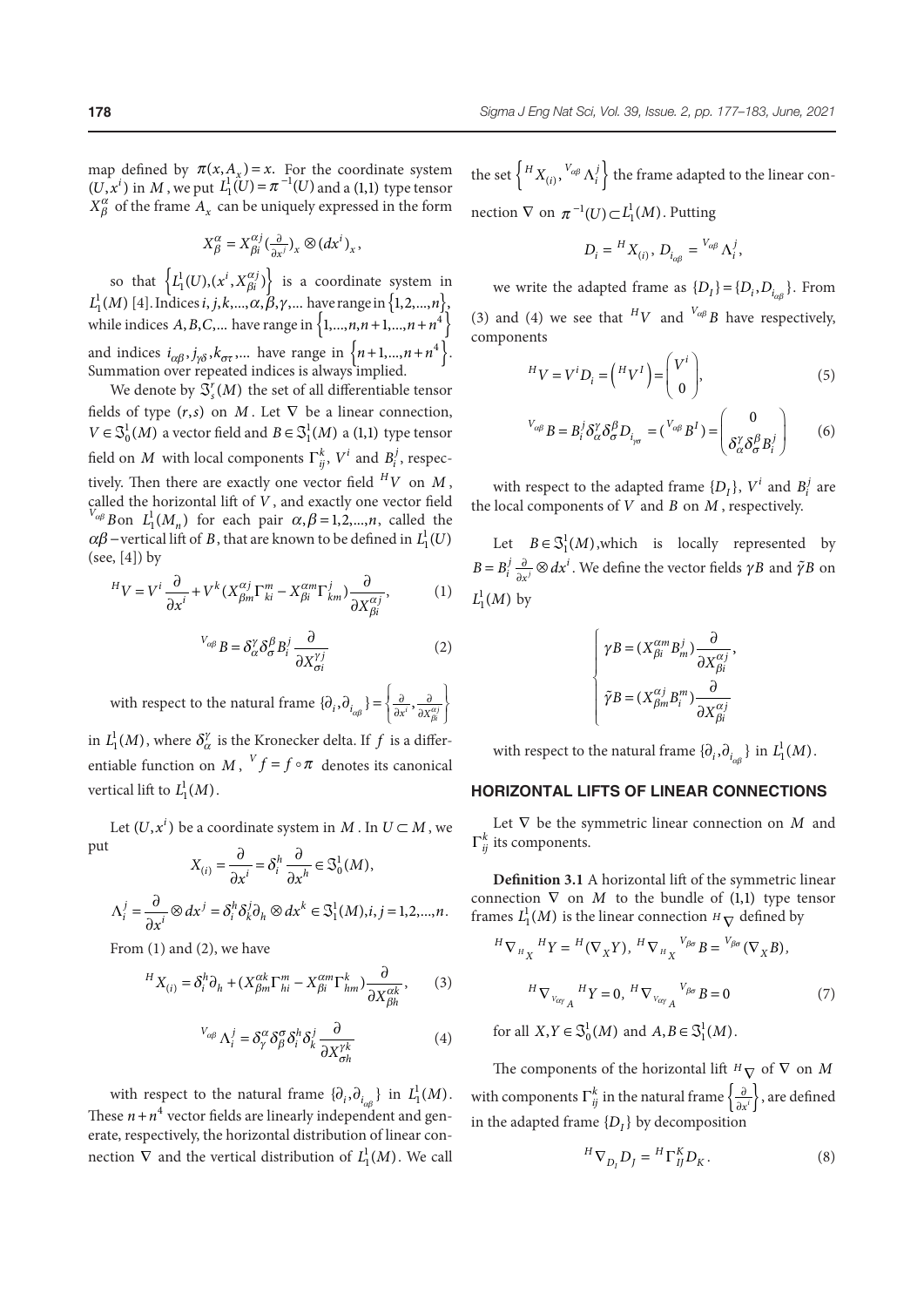map defined by $\pi(x, A_x) = x$. For the coordinate system $(U, x^i)$ in $M$, we put $L_1^1(U) = \pi^{-1}(U)$ and a (1,1) type tensor $X_\beta^\alpha$ of the frame $A_x$ can be uniquely expressed in the form

$$X_\beta^\alpha = X_{\beta i}^{\alpha j}(\tfrac{\partial}{\partial x^j})_x \otimes (dx^i)_x,$$

so that $\left\{L_1^1(U), (x^i, X_{\beta i}^{\alpha j})\right\}$ is a coordinate system in $L_1^1(M)$ [4]. Indices $i, j, k, ..., \alpha, \beta, \gamma, ...$ have range in $\{1, 2, ..., n\}$, while indices $A, B, C, ...$ have range in $\{1, ..., n, n+1, ..., n+n^4\}$ and indices $i_{\alpha\beta}, j_{\gamma\delta}, k_{\sigma\tau}, ...$ have range in $\{n+1, ..., n+n^4\}$. Summation over repeated indices is always implied.

We denote by $\Im_s^r(M)$ the set of all differentiable tensor fields of type $(r,s)$ on $M$. Let $\nabla$ be a linear connection, $V \in \Im_0^1(M)$ a vector field and $B \in \Im_1^1(M)$ a (1,1) type tensor field on $M$ with local components $\Gamma_{ij}^k$, $V^i$ and $B_i^j$, respectively. Then there are exactly one vector field ${}^H V$ on $M$, called the horizontal lift of $V$, and exactly one vector field ${}^{V_{\alpha\beta}}B$ on $L_1^1(M_n)$ for each pair $\alpha, \beta = 1, 2, ..., n$, called the $\alpha\beta$ – vertical lift of $B$, that are known to be defined in $L_1^1(U)$ (see, [4]) by

$$^H V = V^i \frac{\partial}{\partial x^i} + V^k (X_{\beta m}^{\alpha j} \Gamma_{ki}^m - X_{\beta i}^{\alpha m} \Gamma_{km}^j) \frac{\partial}{\partial X_{\beta i}^{\alpha j}}, \tag{1}$$

$$^{V_{\alpha\beta}} B = \delta_\alpha^\gamma \delta_\sigma^\beta B_i^j \frac{\partial}{\partial X_{\sigma i}^{\gamma j}} \tag{2}$$

with respect to the natural frame $\{\partial_i, \partial_{i_{\alpha\beta}}\} = \left\{\frac{\partial}{\partial x^i}, \frac{\partial}{\partial X_{\beta i}^{\alpha j}}\right\}$ in $L_1^1(M)$, where $\delta_\alpha^\gamma$ is the Kronecker delta. If $f$ is a differentiable function on $M$, ${}^V f = f \circ \pi$ denotes its canonical vertical lift to $L_1^1(M)$.

Let $(U, x^i)$ be a coordinate system in $M$. In $U \subset M$, we put

$$X_{(i)} = \frac{\partial}{\partial x^i} = \delta_i^h \frac{\partial}{\partial x^h} \in \Im_0^1(M),$$

$$\Lambda_i^j = \frac{\partial}{\partial x^i} \otimes dx^j = \delta_i^h \delta_k^j \partial_h \otimes dx^k \in \Im_1^1(M), i, j = 1, 2, ..., n.$$

From (1) and (2), we have

$$^H X_{(i)} = \delta_i^h \partial_h + (X_{\beta m}^{\alpha k} \Gamma_{hi}^m - X_{\beta i}^{\alpha m} \Gamma_{hm}^k) \frac{\partial}{\partial X_{\beta h}^{\alpha k}}, \tag{3}$$

$$^{V_{\alpha\beta}} \Lambda_i^j = \delta_\gamma^\alpha \delta_\beta^\sigma \delta_i^h \delta_k^j \frac{\partial}{\partial X_{\sigma h}^{\gamma k}} \tag{4}$$

with respect to the natural frame $\{\partial_i, \partial_{i_{\alpha\beta}}\}$ in $L_1^1(M)$. These $n + n^4$ vector fields are linearly independent and generate, respectively, the horizontal distribution of linear connection $\nabla$ and the vertical distribution of $L_1^1(M)$. We call the set $\left\{{}^H X_{(i)}, {}^{V_{\alpha\beta}} \Lambda_i^j\right\}$ the frame adapted to the linear connection $\nabla$ on $\pi^{-1}(U) \subset L_1^1(M)$. Putting

$$D_i = {}^H X_{(i)}, \; D_{i_{\alpha\beta}} = {}^{V_{\alpha\beta}} \Lambda_i^j,$$

we write the adapted frame as $\{D_I\} = \{D_i, D_{i_{\alpha\beta}}\}$. From (3) and (4) we see that ${}^H V$ and ${}^{V_{\alpha\beta}} B$ have respectively, components

$$^H V = V^i D_i = \left({}^H V^I\right) = \begin{pmatrix} V^i \\ 0 \end{pmatrix}, \tag{5}$$

$$^{V_{\alpha\beta}} B = B_i^j \delta_\alpha^\gamma \delta_\sigma^\beta D_{i_{\gamma\sigma}} = ({}^{V_{\alpha\beta}} B^I) = \begin{pmatrix} 0 \\ \delta_\alpha^\gamma \delta_\sigma^\beta B_i^j \end{pmatrix} \tag{6}$$

with respect to the adapted frame $\{D_I\}$, $V^i$ and $B_i^j$ are the local components of $V$ and $B$ on $M$, respectively.

Let $B \in \Im_1^1(M)$, which is locally represented by $B = B_i^j \frac{\partial}{\partial x^j} \otimes dx^i$. We define the vector fields $\gamma B$ and $\tilde{\gamma} B$ on $L_1^1(M)$ by

$$\begin{cases} \gamma B = (X_{\beta i}^{\alpha m} B_m^j) \dfrac{\partial}{\partial X_{\beta i}^{\alpha j}}, \\ \tilde{\gamma} B = (X_{\beta m}^{\alpha j} B_i^m) \dfrac{\partial}{\partial X_{\beta i}^{\alpha j}} \end{cases}$$

with respect to the natural frame $\{\partial_i, \partial_{i_{\alpha\beta}}\}$ in $L_1^1(M)$.

## HORIZONTAL LIFTS OF LINEAR CONNECTIONS

Let $\nabla$ be the symmetric linear connection on $M$ and $\Gamma_{ij}^k$ its components.

**Definition 3.1** A horizontal lift of the symmetric linear connection $\nabla$ on $M$ to the bundle of (1,1) type tensor frames $L_1^1(M)$ is the linear connection ${}^H \nabla$ defined by

$$^H \nabla_{{}^H X} {}^H Y = {}^H (\nabla_X Y), \; {}^H \nabla_{{}^H X} {}^{V_{\beta\sigma}} B = {}^{V_{\beta\sigma}} (\nabla_X B),$$

$$^H \nabla_{{}^{V_{\alpha\gamma}} A} {}^H Y = 0, \; {}^H \nabla_{{}^{V_{\alpha\gamma}} A} {}^{V_{\beta\sigma}} B = 0 \tag{7}$$

for all $X, Y \in \Im_0^1(M)$ and $A, B \in \Im_1^1(M)$.

The components of the horizontal lift ${}^H \nabla$ of $\nabla$ on $M$ with components $\Gamma_{ij}^k$ in the natural frame $\left\{\frac{\partial}{\partial x^i}\right\}$, are defined in the adapted frame $\{D_I\}$ by decomposition

$$^H \nabla_{D_I} D_J = {}^H \Gamma_{IJ}^K D_K. \tag{8}$$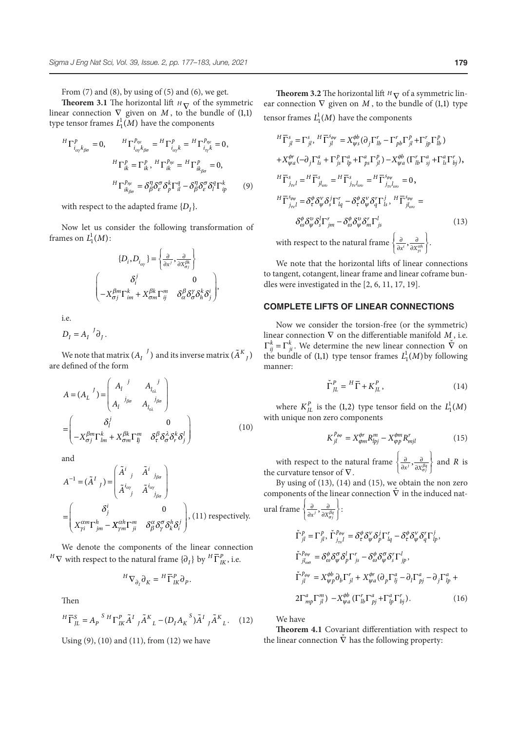From (7) and (8), by using of (5) and (6), we get.

**Theorem 3.1** The horizontal lift ${}^{H}\nabla$ of the symmetric linear connection $\nabla$ given on $M$, to the bundle of (1,1) type tensor frames $L_1^1(M)$ have the components

$$
{}^{H}\Gamma^{p}_{i_{\alpha\gamma}k_{\beta\sigma}}=0,\qquad {}^{H}\Gamma^{p_{\eta\varepsilon}}_{i_{\alpha\gamma}k_{\beta\sigma}}={}^{H}\Gamma^{p}_{i_{\alpha\gamma}k}={}^{H}\Gamma^{p_{\eta\varepsilon}}_{i_{\tau\gamma}k}=0,
$$

$$
{}^{H}\Gamma^{p}_{ik}=\Gamma^{p}_{ik},\ {}^{H}\Gamma^{p_{\eta\varepsilon}}_{ik}={}^{H}\Gamma^{p}_{ik_{\beta\sigma}}=0,
$$

$$
{}^{H}\Gamma^{p_{\eta\varepsilon}}_{ik_{\beta\sigma}}=\delta^{\eta}_{\beta}\delta^{\sigma}_{\varepsilon}\delta^{k}_{p}\Gamma^{q}_{il}-\delta^{\eta}_{\beta}\delta^{\sigma}_{\varepsilon}\delta^{q}_{l}\Gamma^{k}_{ip} \tag{9}
$$

with respect to the adapted frame $\{D_I\}$.

Now let us consider the following transformation of frames on $L_1^1(M)$:

$$
\{D_i, D_{i_{\alpha\gamma}}\}=\left\{\frac{\partial}{\partial x^j},\frac{\partial}{\partial X^{\beta k}_{\sigma j}}\right\}
\begin{pmatrix}
\delta^j_i & 0\\
-X^{\beta m}_{\sigma j}\Gamma^k_{im}+X^{\beta k}_{\sigma m}\Gamma^m_{ij} & \delta^\beta_\alpha\delta^\gamma_\sigma\delta^k_h\delta^i_j
\end{pmatrix},
$$

i.e.

$$D_I = A_I{}^J\partial_J.$$

We note that matrix $(A_I{}^J)$ and its inverse matrix $(\tilde{A}^K{}_J)$ are defined of the form

$$
A=(A_L{}^J)=\begin{pmatrix} A_l{}^j & A_{l_{\tau\lambda}}{}^j\\ A_l{}^{j_{\beta\sigma}} & A_{l_{\tau\lambda}}{}^{j_{\beta\sigma}}\end{pmatrix}
=\begin{pmatrix}\delta^j_l & 0\\ -X^{\beta m}_{\sigma j}\Gamma^k_{lm}+X^{\beta k}_{\sigma m}\Gamma^m_{lj} & \delta^\beta_\tau\delta^\lambda_\sigma\delta^k_r\delta^l_j\end{pmatrix} \tag{10}
$$

and

$$
A^{-1}=(\tilde{A}^I{}_J)=\begin{pmatrix}\tilde{A}^i{}_j & \tilde{A}^i{}_{j_{\beta\sigma}}\\ \tilde{A}^{i_{\alpha\gamma}}{}_j & \tilde{A}^{i_{\alpha\gamma}}{}_{j_{\beta\sigma}}\end{pmatrix}
=\begin{pmatrix}\delta^i_j & 0\\ X^{\alpha m}_{\gamma i}\Gamma^h_{jm}-X^{\alpha h}_{\gamma m}\Gamma^m_{ji} & \delta^\alpha_\beta\delta^\sigma_\gamma\delta^h_k\delta^j_i\end{pmatrix}, \tag{11}
$$

respectively.

We denote the components of the linear connection ${}^{H}\nabla$ with respect to the natural frame $\{\partial_I\}$ by ${}^{H}\overline{\Gamma}^{P}_{IK}$, i.e.

$${}^{H}\nabla_{\partial_I}\partial_K={}^{H}\overline{\Gamma}^{P}_{IK}\partial_P.$$

Then

$$
{}^{H}\overline{\Gamma}^{S}_{JL}=A_P{}^{S}\,{}^{H}\Gamma^{P}_{IK}\tilde{A}^I{}_J\tilde{A}^K{}_L-(D_IA_K{}^S)\tilde{A}^I{}_J\tilde{A}^K{}_L. \tag{12}
$$

Using (9), (10) and (11), from (12) we have

**Theorem 3.2** The horizontal lift ${}^{H}\nabla$ of a symmetric linear connection $\nabla$ given on $M$, to the bundle of (1,1) type tensor frames $L_1^1(M)$ have the components

$$
{}^{H}\overline{\Gamma}^{s}_{jl}=\Gamma^{s}_{jl},\ {}^{H}\overline{\Gamma}^{s_{\phi\psi}}_{jl}=X^{\phi b}_{\psi s}(\partial_j\Gamma^r_{lb}-\Gamma^r_{pb}\Gamma^p_{jl}+\Gamma^r_{jp}\Gamma^p_{lb})
$$

$$
+X^{\phi r}_{\psi a}(-\partial_j\Gamma^a_{ls}+\Gamma^p_{js}\Gamma^a_{lp}+\Gamma^a_{ps}\Gamma^p_{jl})-X^{\phi b}_{\psi a}(\Gamma^r_{lb}\Gamma^a_{sj}+\Gamma^a_{ls}\Gamma^r_{bj}),
$$

$$
{}^{H}\overline{\Gamma}^{s}_{j_{\tau\nu}l}={}^{H}\overline{\Gamma}^{s}_{jl_{\omega\upsilon}}={}^{H}\overline{\Gamma}^{s}_{j_{\tau\nu}l_{\omega\upsilon}}={}^{H}\overline{\Gamma}^{s_{\phi\psi}}_{j_{\tau\nu}l_{\omega\upsilon}}=0,
$$

$$
{}^{H}\overline{\Gamma}^{s_{\phi\psi}}_{j_{\tau\nu}l}=\delta^\phi_\tau\delta^\nu_\psi\delta^j_s\Gamma^r_{lq}-\delta^\phi_\tau\delta^\nu_\psi\delta^r_q\Gamma^j_{ls},\ {}^{H}\overline{\Gamma}^{s_{\phi\psi}}_{jl_{\omega\upsilon}}=
$$

$$
\delta^\phi_\omega\delta^\upsilon_\psi\delta^l_s\Gamma^r_{jm}-\delta^\phi_\omega\delta^\upsilon_\psi\delta^r_m\Gamma^l_{js} \tag{13}
$$

with respect to the natural frame $\left\{\frac{\partial}{\partial x^i},\frac{\partial}{\partial X^{\alpha h}_{\gamma i}}\right\}$.

We note that the horizontal lifts of linear connections to tangent, cotangent, linear frame and linear coframe bundles were investigated in the [2, 6, 11, 17, 19].

## COMPLETE LIFTS OF LINEAR CONNECTIONS

Now we consider the torsion-free (or the symmetric) linear connection $\nabla$ on the differentiable manifold $M$, i.e. $\Gamma^k_{ij}=\Gamma^k_{ji}$. We determine the new linear connection $\check{\nabla}$ on the bundle of (1,1) type tensor frames $L_1^1(M)$ by following manner:

$$
\check{\Gamma}^{P}_{JL}={}^{H}\overline{\Gamma}+K^{P}_{JL}, \tag{14}
$$

where $K^{P}_{JL}$ is the (1,2) type tensor field on the $L_1^1(M)$ with unique non zero components

$$
K^{p_{\phi\psi}}_{jl}=X^{\phi r}_{\varphi m}R^{m}_{lpj}-X^{\phi m}_{\varphi p}R^{r}_{mjl} \tag{15}
$$

with respect to the natural frame $\left\{\frac{\partial}{\partial x^j},\frac{\partial}{\partial X^{\beta q}_{\sigma j}}\right\}$ and $R$ is the curvature tensor of $\nabla$.

By using of (13), (14) and (15), we obtain the non zero components of the linear connection $\check{\nabla}$ in the induced natural frame $\left\{\frac{\partial}{\partial x^j},\frac{\partial}{\partial X^{\beta q}_{\sigma j}}\right\}$:

$$
\check{\Gamma}^{p}_{jl}=\Gamma^{p}_{jl},\ \check{\Gamma}^{p_{\phi\psi}}_{j_{\tau\nu}l}=\delta^\phi_\tau\delta^\nu_\psi\delta^j_p\Gamma^r_{lq}-\delta^\phi_\tau\delta^\nu_\psi\delta^r_q\Gamma^j_{lp},
$$

$$
\check{\Gamma}^{p_{\phi\psi}}_{jl_{\omega\sigma}}=\delta^\phi_\omega\delta^\sigma_\psi\delta^l_p\Gamma^r_{js}-\delta^\phi_\omega\delta^\sigma_\psi\delta^r_s\Gamma^l_{jp},
$$

$$
\check{\Gamma}^{p_{\phi\psi}}_{jl}=X^{\phi b}_{\psi p}\partial_b\Gamma^r_{jl}+X^{\phi r}_{\psi a}(\partial_p\Gamma^a_{lj}-\partial_l\Gamma^a_{pj}-\partial_j\Gamma^a_{lp}+
$$

$$
2\Gamma^a_{mp}\Gamma^m_{jl})-X^{\phi b}_{\psi a}(\Gamma^r_{lb}\Gamma^a_{pj}+\Gamma^a_{lp}\Gamma^r_{bj}). \tag{16}
$$

We have

**Theorem 4.1** Covariant differentiation with respect to the linear connection $\check{\nabla}$ has the following property: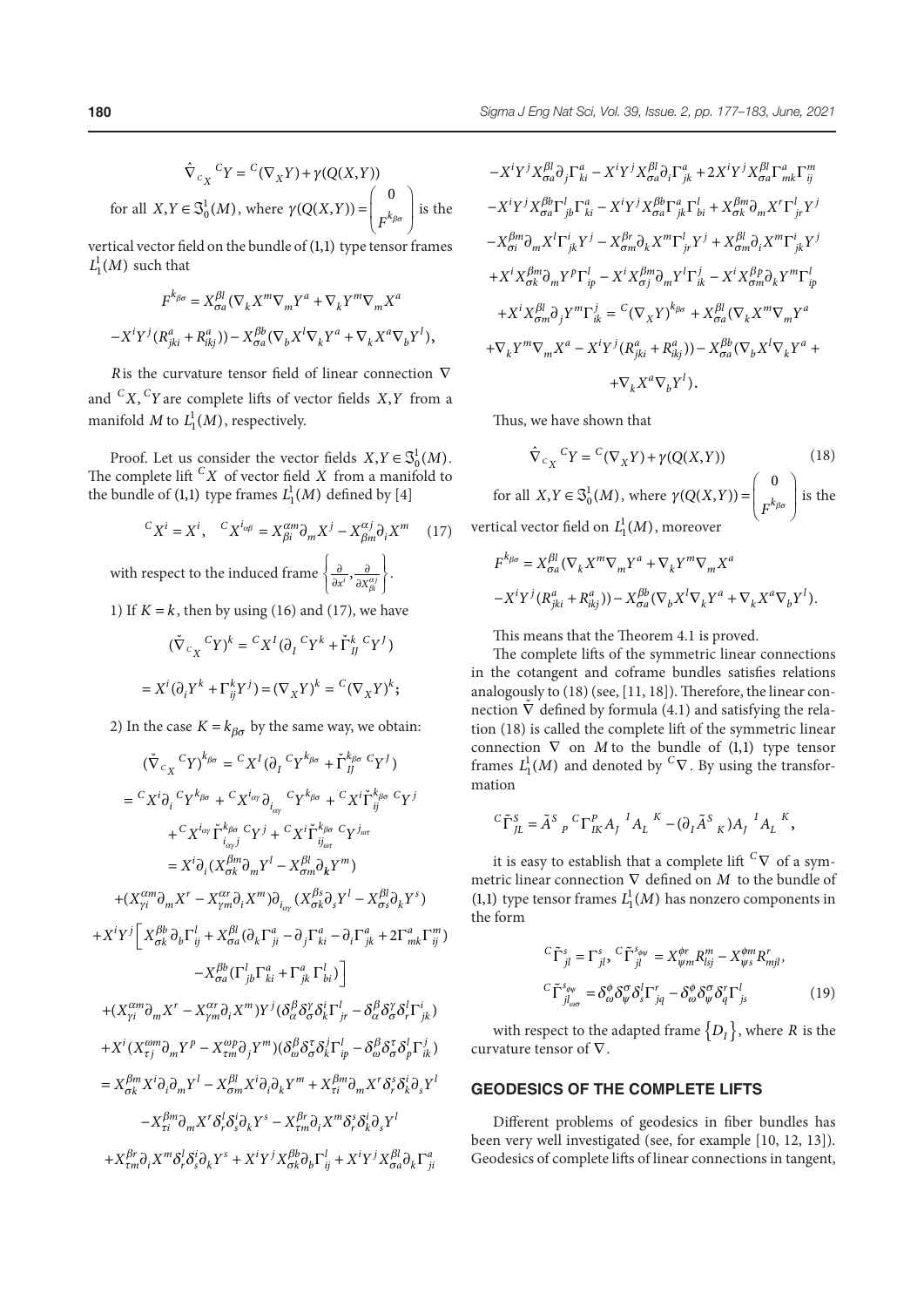$$\hat{\nabla}_{{}^C X}{}^C Y = {}^C(\nabla_X Y) + \gamma(Q(X,Y))$$

for all $X, Y \in \mathfrak{I}_0^1(M)$, where $\gamma(Q(X,Y)) = \begin{pmatrix} 0 \\ F^{k_{\beta\sigma}} \end{pmatrix}$ is the vertical vector field on the bundle of $(1,1)$ type tensor frames $L_1^1(M)$ such that

$$F^{k_{\beta\sigma}} = X_{\sigma a}^{\beta l}(\nabla_k X^m \nabla_m Y^a + \nabla_k Y^m \nabla_m X^a$$

$$-X^i Y^j (R_{jki}^a + R_{ikj}^a)) - X_{\sigma a}^{\beta b}(\nabla_b X^l \nabla_k Y^a + \nabla_k X^a \nabla_b Y^l),$$

$R$ is the curvature tensor field of linear connection $\nabla$ and ${}^C X, {}^C Y$ are complete lifts of vector fields $X, Y$ from a manifold $M$ to $L_1^1(M)$, respectively.

Proof. Let us consider the vector fields $X, Y \in \mathfrak{I}_0^1(M)$. The complete lift ${}^C X$ of vector field $X$ from a manifold to the bundle of $(1,1)$ type frames $L_1^1(M)$ defined by [4]

$$ {}^C X^i = X^i, \quad {}^C X^{i_{\alpha\beta}} = X_{\beta i}^{\alpha m} \partial_m X^j - X_{\beta m}^{\alpha j} \partial_i X^m \tag{17}$$

with respect to the induced frame $\left\{ \frac{\partial}{\partial x^i}, \frac{\partial}{\partial X_{\beta i}^{\alpha j}} \right\}$.

1) If $K = k$, then by using (16) and (17), we have

$$(\check{\nabla}_{{}^C X}{}^C Y)^k = {}^C X^I (\partial_I {}^C Y^k + \check{\Gamma}_{IJ}^k {}^C Y^J)$$

$$= X^i (\partial_i Y^k + \Gamma_{ij}^k Y^j) = (\nabla_X Y)^k = {}^C(\nabla_X Y)^k;$$

2) In the case $K = k_{\beta\sigma}$ by the same way, we obtain:

$$(\check{\nabla}_{{}^C X}{}^C Y)^{k_{\beta\sigma}} = {}^C X^I (\partial_I {}^C Y^{k_{\beta\sigma}} + \check{\Gamma}_{IJ}^{k_{\beta\sigma}} {}^C Y^J)$$

$$= {}^C X^i \partial_i {}^C Y^{k_{\beta\sigma}} + {}^C X^{i_{\alpha\gamma}} \partial_{i_{\alpha\gamma}} {}^C Y^{k_{\beta\sigma}} + {}^C X^i \check{\Gamma}_{ij}^{k_{\beta\sigma}} {}^C Y^j$$

$$+ {}^C X^{i_{\alpha\gamma}} \check{\Gamma}_{i_{\alpha\gamma} j}^{k_{\beta\sigma}} {}^C Y^j + {}^C X^i \check{\Gamma}_{i j_{\omega\tau}}^{k_{\beta\sigma}} {}^C Y^{j_{\omega\tau}}$$

$$= X^i \partial_i (X_{\sigma k}^{\beta m} \partial_m Y^l - X_{\sigma m}^{\beta l} \partial_k Y^m)$$

$$+ (X_{\gamma i}^{\alpha m} \partial_m X^r - X_{\gamma m}^{\alpha r} \partial_i X^m) \partial_{i_{\alpha\gamma}} (X_{\sigma k}^{\beta s} \partial_s Y^l - X_{\sigma s}^{\beta l} \partial_k Y^s)$$

$$+ X^i Y^j \Big[ X_{\sigma k}^{\beta b} \partial_b \Gamma_{ij}^l + X_{\sigma a}^{\beta l} (\partial_k \Gamma_{ji}^a - \partial_j \Gamma_{ki}^a - \partial_i \Gamma_{jk}^a + 2\Gamma_{mk}^a \Gamma_{ij}^m)$$

$$- X_{\sigma a}^{\beta b} (\Gamma_{jb}^l \Gamma_{ki}^a + \Gamma_{jk}^a \Gamma_{bi}^l) \Big]$$

$$+ (X_{\gamma i}^{\alpha m} \partial_m X^r - X_{\gamma m}^{\alpha r} \partial_i X^m) Y^j (\delta_\alpha^\beta \delta_\sigma^\gamma \delta_k^i \Gamma_{jr}^l - \delta_\alpha^\beta \delta_\sigma^\gamma \delta_r^l \Gamma_{jk}^i)$$

$$+ X^i (X_{\tau j}^{\omega m} \partial_m Y^p - X_{\tau m}^{\omega p} \partial_j Y^m)(\delta_\omega^\beta \delta_\sigma^\tau \delta_k^j \Gamma_{ip}^l - \delta_\omega^\beta \delta_\sigma^\tau \delta_p^l \Gamma_{ik}^j)$$

$$= X_{\sigma k}^{\beta m} X^i \partial_i \partial_m Y^l - X_{\sigma m}^{\beta l} X^i \partial_i \partial_k Y^m + X_{\tau i}^{\beta m} \partial_m X^r \delta_r^s \delta_k^i \partial_s Y^l$$

$$- X_{\tau i}^{\beta m} \partial_m X^r \delta_r^l \delta_s^i \partial_k Y^s - X_{\tau m}^{\beta r} \partial_i X^m \delta_r^s \delta_k^i \partial_s Y^l$$

$$+ X_{\tau m}^{\beta r} \partial_i X^m \delta_r^l \delta_s^i \partial_k Y^s + X^i Y^j X_{\sigma k}^{\beta b} \partial_b \Gamma_{ij}^l + X^i Y^j X_{\sigma a}^{\beta l} \partial_k \Gamma_{ji}^a$$

$$- X^i Y^j X_{\sigma a}^{\beta l} \partial_j \Gamma_{ki}^a - X^i Y^j X_{\sigma a}^{\beta l} \partial_i \Gamma_{jk}^a + 2X^i Y^j X_{\sigma a}^{\beta l} \Gamma_{mk}^a \Gamma_{ij}^m$$

$$- X^i Y^j X_{\sigma a}^{\beta b} \Gamma_{jb}^l \Gamma_{ki}^a - X^i Y^j X_{\sigma a}^{\beta b} \Gamma_{jk}^a \Gamma_{bi}^l + X_{\sigma k}^{\beta m} \partial_m X^r \Gamma_{jr}^l Y^j$$

$$- X_{\sigma i}^{\beta m} \partial_m X^l \Gamma_{jk}^i Y^j - X_{\sigma m}^{\beta r} \partial_k X^m \Gamma_{jr}^l Y^j + X_{\sigma m}^{\beta l} \partial_i X^m \Gamma_{jk}^i Y^j$$

$$+ X^i X_{\sigma k}^{\beta m} \partial_m Y^p \Gamma_{ip}^l - X^i X_{\sigma j}^{\beta m} \partial_m Y^l \Gamma_{ik}^j - X^i X_{\sigma m}^{\beta p} \partial_k Y^m \Gamma_{ip}^l$$

$$+ X^i X_{\sigma m}^{\beta l} \partial_j Y^m \Gamma_{ik}^j = {}^C(\nabla_X Y)^{k_{\beta\sigma}} + X_{\sigma a}^{\beta l}(\nabla_k X^m \nabla_m Y^a$$

$$+ \nabla_k Y^m \nabla_m X^a - X^i Y^j (R_{jki}^a + R_{ikj}^a)) - X_{\sigma a}^{\beta b}(\nabla_b X^l \nabla_k Y^a +$$

$$+ \nabla_k X^a \nabla_b Y^l).$$

Thus, we have shown that

$$\hat{\nabla}_{{}^C X}{}^C Y = {}^C(\nabla_X Y) + \gamma(Q(X,Y)) \tag{18}$$

for all $X, Y \in \mathfrak{I}_0^1(M)$, where $\gamma(Q(X,Y)) = \begin{pmatrix} 0 \\ F^{k_{\beta\sigma}} \end{pmatrix}$ is the vertical vector field on $L_1^1(M)$, moreover

$$F^{k_{\beta\sigma}} = X_{\sigma a}^{\beta l}(\nabla_k X^m \nabla_m Y^a + \nabla_k Y^m \nabla_m X^a$$

$$-X^i Y^j (R_{jki}^a + R_{ikj}^a)) - X_{\sigma a}^{\beta b}(\nabla_b X^l \nabla_k Y^a + \nabla_k X^a \nabla_b Y^l).$$

This means that the Theorem 4.1 is proved.

The complete lifts of the symmetric linear connections in the cotangent and coframe bundles satisfies relations analogously to (18) (see, [11, 18]). Therefore, the linear connection $\check{\nabla}$ defined by formula (4.1) and satisfying the relation (18) is called the complete lift of the symmetric linear connection $\nabla$ on $M$ to the bundle of $(1,1)$ type tensor frames $L_1^1(M)$ and denoted by ${}^C\nabla$. By using the transformation

$$ {}^C\tilde{\Gamma}_{JL}^S = \tilde{A}^S{}_P {}^C\Gamma_{IK}^P A_J{}^I A_L{}^K - (\partial_I \tilde{A}^S{}_K) A_J{}^I A_L{}^K,$$

it is easy to establish that a complete lift ${}^C\nabla$ of a symmetric linear connection $\nabla$ defined on $M$ to the bundle of $(1,1)$ type tensor frames $L_1^1(M)$ has nonzero components in the form

$$ {}^C\tilde{\Gamma}_{jl}^s = \Gamma_{jl}^s, \quad {}^C\tilde{\Gamma}_{jl}^{s_{\phi\psi}} = X_{\psi m}^{\phi r} R_{lsj}^m - X_{\psi s}^{\phi m} R_{mjl}^r,$$

$$ {}^C\tilde{\Gamma}_{j l_{\omega\sigma}}^{s_{\phi\psi}} = \delta_\omega^\phi \delta_\psi^\sigma \delta_s^l \Gamma_{jq}^r - \delta_\omega^\phi \delta_\psi^\sigma \delta_q^r \Gamma_{js}^l \tag{19}$$

with respect to the adapted frame $\{D_I\}$, where $R$ is the curvature tensor of $\nabla$.

## GEODESICS OF THE COMPLETE LIFTS

Different problems of geodesics in fiber bundles has been very well investigated (see, for example [10, 12, 13]). Geodesics of complete lifts of linear connections in tangent,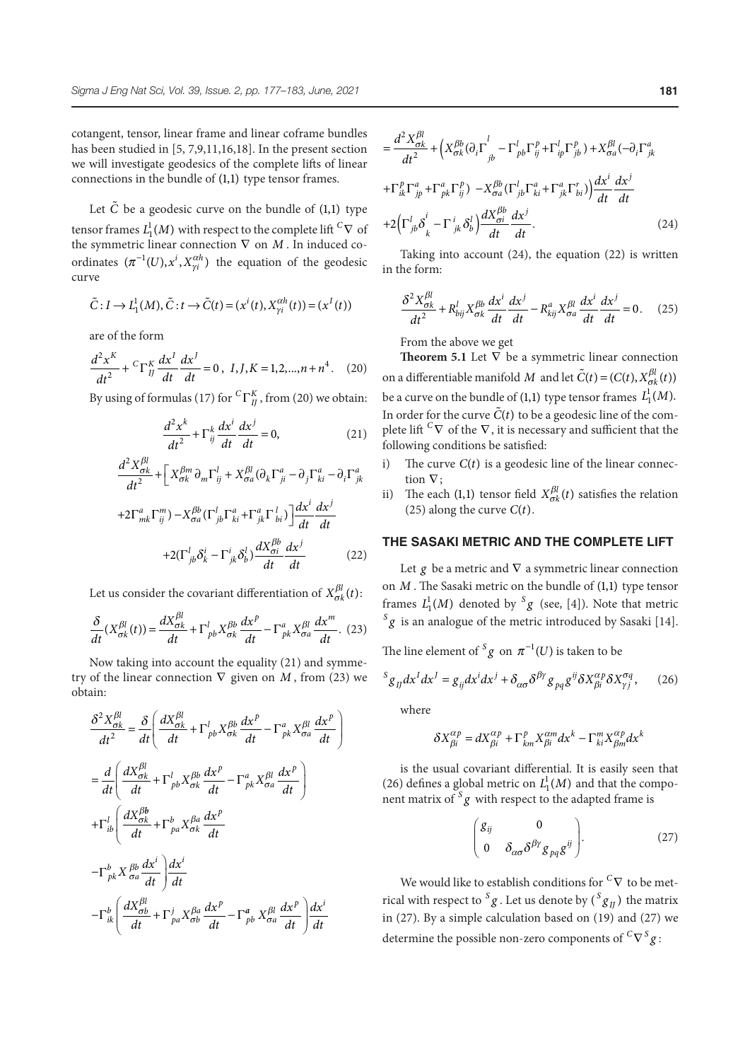cotangent, tensor, linear frame and linear coframe bundles has been studied in [5, 7,9,11,16,18]. In the present section we will investigate geodesics of the complete lifts of linear connections in the bundle of $(1,1)$ type tensor frames.

Let $\tilde{C}$ be a geodesic curve on the bundle of $(1,1)$ type tensor frames $L_1^1(M)$ with respect to the complete lift ${}^C\nabla$ of the symmetric linear connection $\nabla$ on $M$. In induced coordinates $(\pi^{-1}(U), x^i, X_{\gamma i}^{\alpha h})$ the equation of the geodesic curve

$$\tilde{C}: I \to L_1^1(M), \tilde{C}: t \to \tilde{C}(t) = (x^i(t), X_{\gamma i}^{\alpha h}(t)) = (x^I(t))$$

are of the form

$$\frac{d^2 x^K}{dt^2} + {}^C\Gamma_{IJ}^K \frac{dx^I}{dt}\frac{dx^J}{dt} = 0, \quad I, J, K = 1,2,\ldots,n+n^4. \quad (20)$$

By using of formulas (17) for ${}^C\Gamma_{IJ}^K$, from (20) we obtain:

$$\frac{d^2 x^k}{dt^2} + \Gamma_{ij}^k \frac{dx^i}{dt}\frac{dx^j}{dt} = 0, \quad (21)$$

$$\frac{d^2 X_{\sigma k}^{\beta l}}{dt^2} + \Big[ X_{\sigma k}^{\beta m} \partial_m \Gamma_{ij}^l + X_{\sigma a}^{\beta l}(\partial_k \Gamma_{ji}^a - \partial_j \Gamma_{ki}^a - \partial_i \Gamma_{jk}^a$$

$$+ 2\Gamma_{mk}^a \Gamma_{ij}^m) - X_{\sigma a}^{\beta b}(\Gamma_{jb}^l \Gamma_{ki}^a + \Gamma_{jk}^a \Gamma_{bi}^l)\Big]\frac{dx^i}{dt}\frac{dx^j}{dt}$$

$$+ 2(\Gamma_{jb}^l \delta_k^i - \Gamma_{jk}^i \delta_b^l)\frac{dX_{\sigma i}^{\beta b}}{dt}\frac{dx^j}{dt} \quad (22)$$

Let us consider the covariant differentiation of $X_{\sigma k}^{\beta l}(t)$:

$$\frac{\delta}{dt}(X_{\sigma k}^{\beta l}(t)) = \frac{dX_{\sigma k}^{\beta l}}{dt} + \Gamma_{pb}^l X_{\sigma k}^{\beta b}\frac{dx^p}{dt} - \Gamma_{pk}^a X_{\sigma a}^{\beta l}\frac{dx^m}{dt}. \quad (23)$$

Now taking into account the equality (21) and symmetry of the linear connection $\nabla$ given on $M$, from (23) we obtain:

$$\frac{\delta^2 X_{\sigma k}^{\beta l}}{dt^2} = \frac{\delta}{dt}\left(\frac{dX_{\sigma k}^{\beta l}}{dt} + \Gamma_{pb}^l X_{\sigma k}^{\beta b}\frac{dx^p}{dt} - \Gamma_{pk}^a X_{\sigma a}^{\beta l}\frac{dx^p}{dt}\right)$$

$$= \frac{d}{dt}\left(\frac{dX_{\sigma k}^{\beta l}}{dt} + \Gamma_{pb}^l X_{\sigma k}^{\beta b}\frac{dx^p}{dt} - \Gamma_{pk}^a X_{\sigma a}^{\beta l}\frac{dx^p}{dt}\right)$$

$$+ \Gamma_{ib}^l\left(\frac{dX_{\sigma k}^{\beta b}}{dt} + \Gamma_{pa}^b X_{\sigma k}^{\beta a}\frac{dx^p}{dt}\right.$$

$$\left. - \Gamma_{pk}^b X_{\sigma a}^{\beta b}\frac{dx^i}{dt}\right)\frac{dx^i}{dt}$$

$$- \Gamma_{ik}^b\left(\frac{dX_{\sigma b}^{\beta l}}{dt} + \Gamma_{pa}^j X_{\sigma b}^{\beta a}\frac{dx^p}{dt} - \Gamma_{pb}^a X_{\sigma a}^{\beta l}\frac{dx^p}{dt}\right)\frac{dx^i}{dt}$$

$$= \frac{d^2 X_{\sigma k}^{\beta l}}{dt^2} + \Big(X_{\sigma k}^{\beta b}(\partial_i \Gamma_{jb}^l - \Gamma_{pb}^l \Gamma_{ij}^p + \Gamma_{ip}^l \Gamma_{jb}^p) + X_{\sigma a}^{\beta l}(-\partial_i \Gamma_{jk}^a$$

$$+ \Gamma_{ik}^p \Gamma_{jp}^a + \Gamma_{pk}^a \Gamma_{ij}^p) - X_{\sigma a}^{\beta b}(\Gamma_{jb}^l \Gamma_{ki}^a + \Gamma_{jk}^a \Gamma_{bi}^r)\Big)\frac{dx^i}{dt}\frac{dx^j}{dt}$$

$$+ 2\left(\Gamma_{jb}^l \delta_k^i - \Gamma_{jk}^i \delta_b^l\right)\frac{dX_{\sigma i}^{\beta b}}{dt}\frac{dx^j}{dt}. \quad (24)$$

Taking into account (24), the equation (22) is written in the form:

$$\frac{\delta^2 X_{\sigma k}^{\beta l}}{dt^2} + R_{bij}^l X_{\sigma k}^{\beta b}\frac{dx^i}{dt}\frac{dx^j}{dt} - R_{kij}^a X_{\sigma a}^{\beta l}\frac{dx^i}{dt}\frac{dx^j}{dt} = 0. \quad (25)$$

From the above we get

**Theorem 5.1** Let $\nabla$ be a symmetric linear connection on a differentiable manifold $M$ and let $\tilde{C}(t) = (C(t), X_{\sigma k}^{\beta l}(t))$ be a curve on the bundle of $(1,1)$ type tensor frames $L_1^1(M)$. In order for the curve $\tilde{C}(t)$ to be a geodesic line of the complete lift ${}^C\nabla$ of the $\nabla$, it is necessary and sufficient that the following conditions be satisfied:

i) The curve $C(t)$ is a geodesic line of the linear connection $\nabla$;
ii) The each $(1,1)$ tensor field $X_{\sigma k}^{\beta l}(t)$ satisfies the relation (25) along the curve $C(t)$.

## THE SASAKI METRIC AND THE COMPLETE LIFT

Let $g$ be a metric and $\nabla$ a symmetric linear connection on $M$. The Sasaki metric on the bundle of $(1,1)$ type tensor frames $L_1^1(M)$ denoted by ${}^S g$ (see, [4]). Note that metric ${}^S g$ is an analogue of the metric introduced by Sasaki [14].

The line element of ${}^S g$ on $\pi^{-1}(U)$ is taken to be

$${}^S g_{IJ} dx^I dx^J = g_{ij} dx^i dx^j + \delta_{\alpha\sigma}\delta^{\beta\gamma} g_{pq} g^{ij} \delta X_{\beta i}^{\alpha p} \delta X_{\gamma j}^{\sigma q}, \quad (26)$$

where

$$\delta X_{\beta i}^{\alpha p} = dX_{\beta i}^{\alpha p} + \Gamma_{km}^p X_{\beta i}^{\alpha m} dx^k - \Gamma_{ki}^m X_{\beta m}^{\alpha p} dx^k$$

is the usual covariant differential. It is easily seen that (26) defines a global metric on $L_1^1(M)$ and that the component matrix of ${}^S g$ with respect to the adapted frame is

$$\begin{pmatrix} g_{ij} & 0 \\ 0 & \delta_{\alpha\sigma}\delta^{\beta\gamma} g_{pq} g^{ij} \end{pmatrix}. \quad (27)$$

We would like to establish conditions for ${}^C\nabla$ to be metrical with respect to ${}^S g$. Let us denote by $({}^S g_{IJ})$ the matrix in (27). By a simple calculation based on (19) and (27) we determine the possible non-zero components of ${}^C\nabla {}^S g$: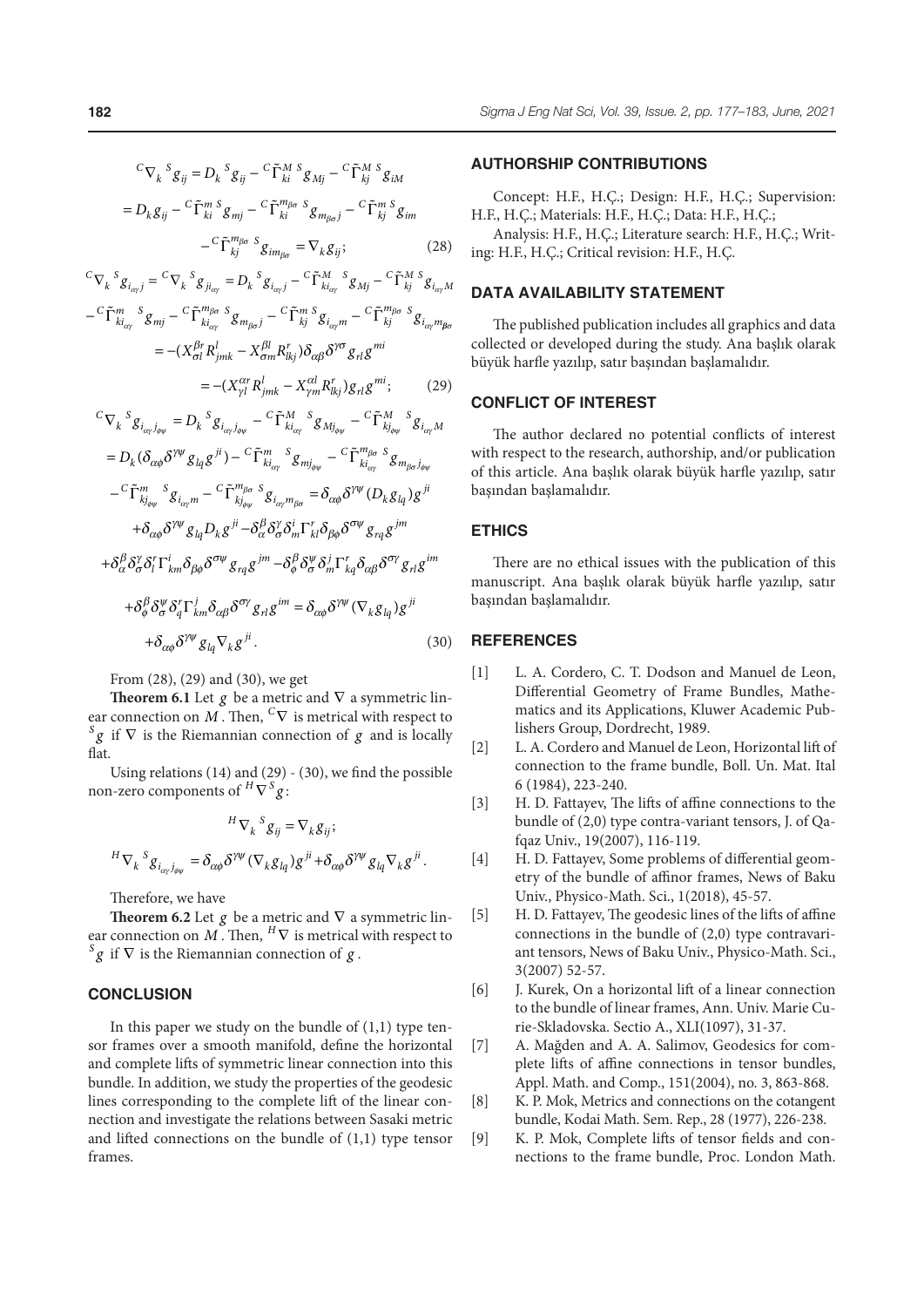$$
\begin{aligned}
{}^{C}\nabla_k {}^{S}g_{ij} &= D_k {}^{S}g_{ij} - {}^{C}\tilde{\Gamma}_{ki}^{M}\, {}^{S}g_{Mj} - {}^{C}\tilde{\Gamma}_{kj}^{M}\, {}^{S}g_{iM} \\
&= D_k g_{ij} - {}^{C}\tilde{\Gamma}_{ki}^{m}\, {}^{S}g_{mj} - {}^{C}\tilde{\Gamma}_{ki}^{m_{\beta\sigma}}\, {}^{S}g_{m_{\beta\sigma}j} - {}^{C}\tilde{\Gamma}_{kj}^{m}\, {}^{S}g_{im} \\
&\quad - {}^{C}\tilde{\Gamma}_{kj}^{m_{\beta\sigma}}\, {}^{S}g_{im_{\beta\sigma}} = \nabla_k g_{ij}; \qquad (28)
\end{aligned}
$$

$$
\begin{aligned}
{}^{C}\nabla_k {}^{S}g_{i_{\alpha\gamma}j} &= {}^{C}\nabla_k {}^{S}g_{ji_{\alpha\gamma}} = D_k {}^{S}g_{i_{\alpha\gamma}j} - {}^{C}\tilde{\Gamma}_{ki_{\alpha\gamma}}^{M}\, {}^{S}g_{Mj} - {}^{C}\tilde{\Gamma}_{kj}^{M}\, {}^{S}g_{i_{\alpha\gamma}M} \\
- {}^{C}\tilde{\Gamma}_{ki_{\alpha\gamma}}^{m}\, {}^{S}g_{mj} &- {}^{C}\tilde{\Gamma}_{ki_{\alpha\gamma}}^{m_{\beta\sigma}}\, {}^{S}g_{m_{\beta\sigma}j} - {}^{C}\tilde{\Gamma}_{kj}^{m}\, {}^{S}g_{i_{\alpha\gamma}m} - {}^{C}\tilde{\Gamma}_{kj}^{m_{\beta\sigma}}\, {}^{S}g_{i_{\alpha\gamma}m_{\beta\sigma}} \\
&= -(X_{\sigma l}^{\beta r} R_{jmk}^{l} - X_{\sigma m}^{\beta l} R_{lkj}^{r})\delta_{\alpha\beta}\delta^{\gamma\sigma} g_{rl} g^{mi} \\
&= -(X_{\gamma l}^{\alpha r} R_{jmk}^{l} - X_{\gamma m}^{\alpha l} R_{lkj}^{r}) g_{rl} g^{mi}; \qquad (29)
\end{aligned}
$$

$$
\begin{aligned}
{}^{C}\nabla_k {}^{S}g_{i_{\alpha\gamma}j_{\phi\psi}} &= D_k {}^{S}g_{i_{\alpha\gamma}j_{\phi\psi}} - {}^{C}\tilde{\Gamma}_{ki_{\alpha\gamma}}^{M}\, {}^{S}g_{Mj_{\phi\psi}} - {}^{C}\tilde{\Gamma}_{kj_{\phi\psi}}^{M}\, {}^{S}g_{i_{\alpha\gamma}M} \\
&= D_k(\delta_{\alpha\phi}\delta^{\gamma\psi} g_{lq} g^{ji}) - {}^{C}\tilde{\Gamma}_{ki_{\alpha\gamma}}^{m}\, {}^{S}g_{mj_{\phi\psi}} - {}^{C}\tilde{\Gamma}_{ki_{\alpha\gamma}}^{m_{\beta\sigma}}\, {}^{S}g_{m_{\beta\sigma}j_{\phi\psi}} \\
&\quad - {}^{C}\tilde{\Gamma}_{kj_{\phi\psi}}^{m}\, {}^{S}g_{i_{\alpha\gamma}m} - {}^{C}\tilde{\Gamma}_{kj_{\phi\psi}}^{m_{\beta\sigma}}\, {}^{S}g_{i_{\alpha\gamma}m_{\beta\sigma}} = \delta_{\alpha\phi}\delta^{\gamma\psi}(D_k g_{lq}) g^{ji} \\
&\quad + \delta_{\alpha\phi}\delta^{\gamma\psi} g_{lq} D_k g^{ji} - \delta_{\alpha}^{\beta}\delta_{\sigma}^{\gamma}\delta_{m}^{i}\Gamma_{kl}^{r}\delta_{\beta\phi}\delta^{\sigma\psi} g_{rq} g^{jm} \\
&\quad + \delta_{\alpha}^{\beta}\delta_{\sigma}^{\gamma}\delta_{l}^{r}\Gamma_{km}^{i}\delta_{\beta\phi}\delta^{\sigma\psi} g_{rq} g^{jm} - \delta_{\phi}^{\beta}\delta_{\sigma}^{\psi}\delta_{m}^{j}\Gamma_{kq}^{r}\delta_{\alpha\beta}\delta^{\sigma\gamma} g_{rl} g^{im} \\
&\quad + \delta_{\phi}^{\beta}\delta_{\sigma}^{\psi}\delta_{q}^{r}\Gamma_{km}^{j}\delta_{\alpha\beta}\delta^{\sigma\gamma} g_{rl} g^{im} = \delta_{\alpha\phi}\delta^{\gamma\psi}(\nabla_k g_{lq}) g^{ji} \\
&\quad + \delta_{\alpha\phi}\delta^{\gamma\psi} g_{lq}\nabla_k g^{ji}. \qquad (30)
\end{aligned}
$$

From (28), (29) and (30), we get

**Theorem 6.1** Let $g$ be a metric and $\nabla$ a symmetric linear connection on $M$. Then, ${}^{C}\nabla$ is metrical with respect to ${}^{S}g$ if $\nabla$ is the Riemannian connection of $g$ and is locally flat.

Using relations (14) and (29) - (30), we find the possible non-zero components of ${}^{H}\nabla{}^{S}g$:

$$
{}^{H}\nabla_k {}^{S}g_{ij} = \nabla_k g_{ij};
$$

$$
{}^{H}\nabla_k {}^{S}g_{i_{\alpha\gamma}j_{\phi\psi}} = \delta_{\alpha\phi}\delta^{\gamma\psi}(\nabla_k g_{lq}) g^{ji} + \delta_{\alpha\phi}\delta^{\gamma\psi} g_{lq}\nabla_k g^{ji}.
$$

Therefore, we have

**Theorem 6.2** Let $g$ be a metric and $\nabla$ a symmetric linear connection on $M$. Then, ${}^{H}\nabla$ is metrical with respect to ${}^{S}g$ if $\nabla$ is the Riemannian connection of $g$.

## CONCLUSION

In this paper we study on the bundle of (1,1) type tensor frames over a smooth manifold, define the horizontal and complete lifts of symmetric linear connection into this bundle. In addition, we study the properties of the geodesic lines corresponding to the complete lift of the linear connection and investigate the relations between Sasaki metric and lifted connections on the bundle of (1,1) type tensor frames.

## AUTHORSHIP CONTRIBUTIONS

Concept: H.F., H.Ç.; Design: H.F., H.Ç.; Supervision: H.F., H.Ç.; Materials: H.F., H.Ç.; Data: H.F., H.Ç.;

Analysis: H.F., H.Ç.; Literature search: H.F., H.Ç.; Writing: H.F., H.Ç.; Critical revision: H.F., H.Ç.

## DATA AVAILABILITY STATEMENT

The published publication includes all graphics and data collected or developed during the study. Ana başlık olarak büyük harfle yazılıp, satır başından başlamalıdır.

## CONFLICT OF INTEREST

The author declared no potential conflicts of interest with respect to the research, authorship, and/or publication of this article. Ana başlık olarak büyük harfle yazılıp, satır başından başlamalıdır.

## ETHICS

There are no ethical issues with the publication of this manuscript. Ana başlık olarak büyük harfle yazılıp, satır başından başlamalıdır.

## REFERENCES

[1] L. A. Cordero, C. T. Dodson and Manuel de Leon, Differential Geometry of Frame Bundles, Mathematics and its Applications, Kluwer Academic Publishers Group, Dordrecht, 1989.

[2] L. A. Cordero and Manuel de Leon, Horizontal lift of connection to the frame bundle, Boll. Un. Mat. Ital 6 (1984), 223-240.

[3] H. D. Fattayev, The lifts of affine connections to the bundle of (2,0) type contra-variant tensors, J. of Qafqaz Univ., 19(2007), 116-119.

[4] H. D. Fattayev, Some problems of differential geometry of the bundle of affinor frames, News of Baku Univ., Physico-Math. Sci., 1(2018), 45-57.

[5] H. D. Fattayev, The geodesic lines of the lifts of affine connections in the bundle of (2,0) type contravariant tensors, News of Baku Univ., Physico-Math. Sci., 3(2007) 52-57.

[6] J. Kurek, On a horizontal lift of a linear connection to the bundle of linear frames, Ann. Univ. Marie Curie-Skladovska. Sectio A., XLI(1097), 31-37.

[7] A. Mağden and A. A. Salimov, Geodesics for complete lifts of affine connections in tensor bundles, Appl. Math. and Comp., 151(2004), no. 3, 863-868.

[8] K. P. Mok, Metrics and connections on the cotangent bundle, Kodai Math. Sem. Rep., 28 (1977), 226-238.

[9] K. P. Mok, Complete lifts of tensor fields and connections to the frame bundle, Proc. London Math.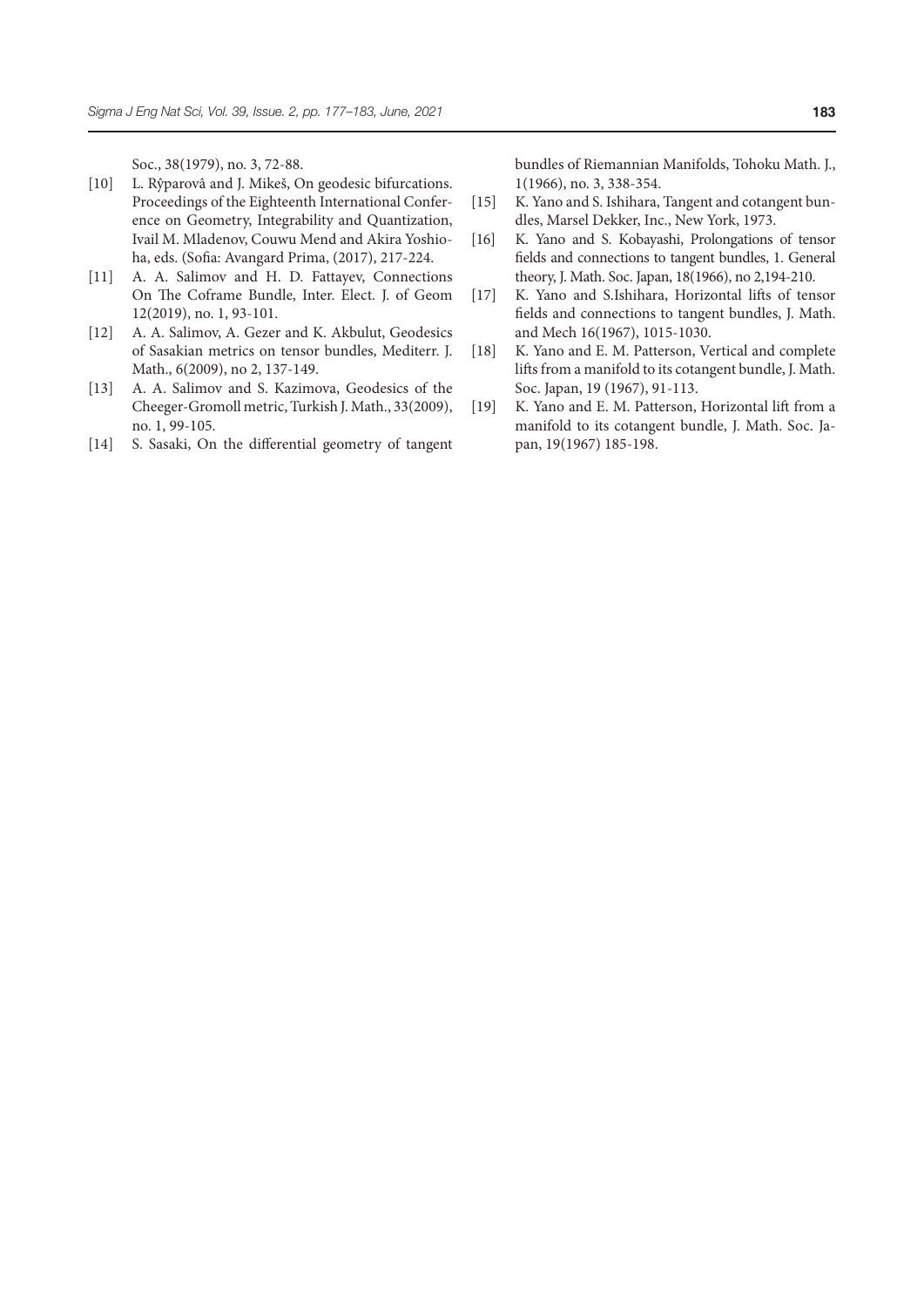Soc., 38(1979), no. 3, 72-88.

[10] L. Rŷparovâ and J. Mikeš, On geodesic bifurcations. Proceedings of the Eighteenth International Conference on Geometry, Integrability and Quantization, Ivail M. Mladenov, Couwu Mend and Akira Yoshioha, eds. (Sofia: Avangard Prima, (2017), 217-224.

[11] A. A. Salimov and H. D. Fattayev, Connections On The Coframe Bundle, Inter. Elect. J. of Geom 12(2019), no. 1, 93-101.

[12] A. A. Salimov, A. Gezer and K. Akbulut, Geodesics of Sasakian metrics on tensor bundles, Mediterr. J. Math., 6(2009), no 2, 137-149.

[13] A. A. Salimov and S. Kazimova, Geodesics of the Cheeger-Gromoll metric, Turkish J. Math., 33(2009), no. 1, 99-105.

[14] S. Sasaki, On the differential geometry of tangent bundles of Riemannian Manifolds, Tohoku Math. J., 1(1966), no. 3, 338-354.

[15] K. Yano and S. Ishihara, Tangent and cotangent bundles, Marsel Dekker, Inc., New York, 1973.

[16] K. Yano and S. Kobayashi, Prolongations of tensor fields and connections to tangent bundles, 1. General theory, J. Math. Soc. Japan, 18(1966), no 2,194-210.

[17] K. Yano and S.Ishihara, Horizontal lifts of tensor fields and connections to tangent bundles, J. Math. and Mech 16(1967), 1015-1030.

[18] K. Yano and E. M. Patterson, Vertical and complete lifts from a manifold to its cotangent bundle, J. Math. Soc. Japan, 19 (1967), 91-113.

[19] K. Yano and E. M. Patterson, Horizontal lift from a manifold to its cotangent bundle, J. Math. Soc. Japan, 19(1967) 185-198.